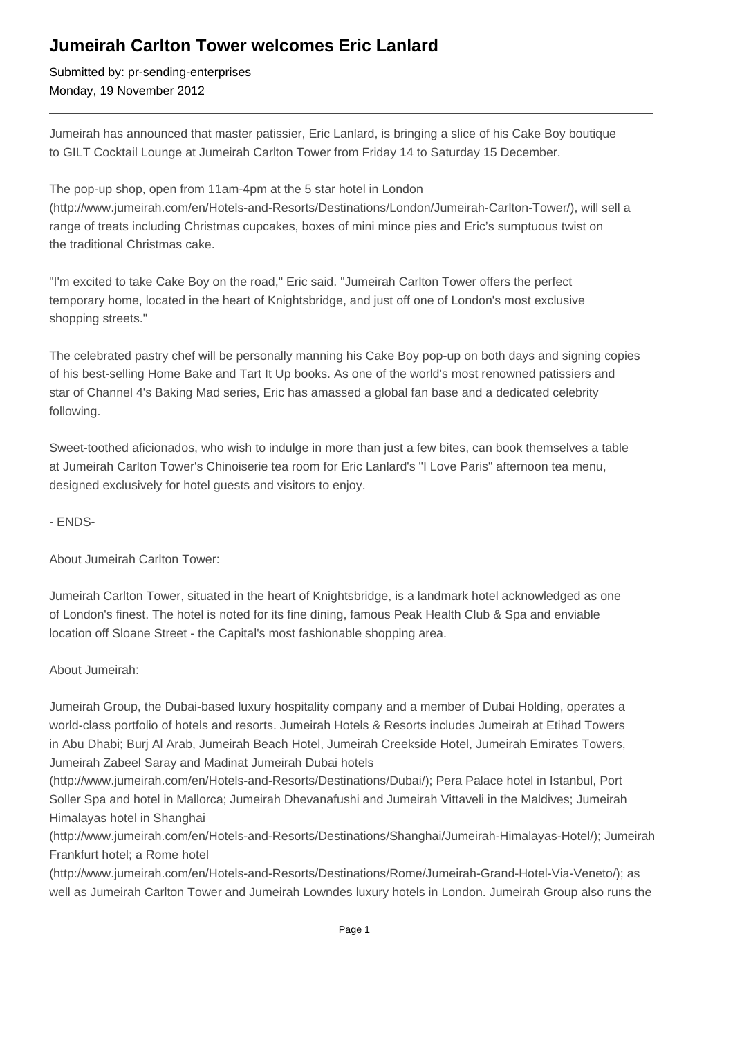# Jumeirah Carlton Tower welcomes Eric Lanlard

Submitted by: pr-sending-enterprises
Monday, 19 November 2012

---

Jumeirah has announced that master patissier, Eric Lanlard, is bringing a slice of his Cake Boy boutique to GILT Cocktail Lounge at Jumeirah Carlton Tower from Friday 14 to Saturday 15 December.

The pop-up shop, open from 11am-4pm at the 5 star hotel in London (http://www.jumeirah.com/en/Hotels-and-Resorts/Destinations/London/Jumeirah-Carlton-Tower/), will sell a range of treats including Christmas cupcakes, boxes of mini mince pies and Eric's sumptuous twist on the traditional Christmas cake.

"I'm excited to take Cake Boy on the road," Eric said. "Jumeirah Carlton Tower offers the perfect temporary home, located in the heart of Knightsbridge, and just off one of London's most exclusive shopping streets."

The celebrated pastry chef will be personally manning his Cake Boy pop-up on both days and signing copies of his best-selling Home Bake and Tart It Up books. As one of the world's most renowned patissiers and star of Channel 4's Baking Mad series, Eric has amassed a global fan base and a dedicated celebrity following.

Sweet-toothed aficionados, who wish to indulge in more than just a few bites, can book themselves a table at Jumeirah Carlton Tower's Chinoiserie tea room for Eric Lanlard's "I Love Paris" afternoon tea menu, designed exclusively for hotel guests and visitors to enjoy.

- ENDS-

About Jumeirah Carlton Tower:

Jumeirah Carlton Tower, situated in the heart of Knightsbridge, is a landmark hotel acknowledged as one of London's finest. The hotel is noted for its fine dining, famous Peak Health Club & Spa and enviable location off Sloane Street - the Capital's most fashionable shopping area.

About Jumeirah:

Jumeirah Group, the Dubai-based luxury hospitality company and a member of Dubai Holding, operates a world-class portfolio of hotels and resorts. Jumeirah Hotels & Resorts includes Jumeirah at Etihad Towers in Abu Dhabi; Burj Al Arab, Jumeirah Beach Hotel, Jumeirah Creekside Hotel, Jumeirah Emirates Towers, Jumeirah Zabeel Saray and Madinat Jumeirah Dubai hotels (http://www.jumeirah.com/en/Hotels-and-Resorts/Destinations/Dubai/); Pera Palace hotel in Istanbul, Port Soller Spa and hotel in Mallorca; Jumeirah Dhevanafushi and Jumeirah Vittaveli in the Maldives; Jumeirah Himalayas hotel in Shanghai (http://www.jumeirah.com/en/Hotels-and-Resorts/Destinations/Shanghai/Jumeirah-Himalayas-Hotel/); Jumeirah Frankfurt hotel; a Rome hotel (http://www.jumeirah.com/en/Hotels-and-Resorts/Destinations/Rome/Jumeirah-Grand-Hotel-Via-Veneto/); as well as Jumeirah Carlton Tower and Jumeirah Lowndes luxury hotels in London. Jumeirah Group also runs the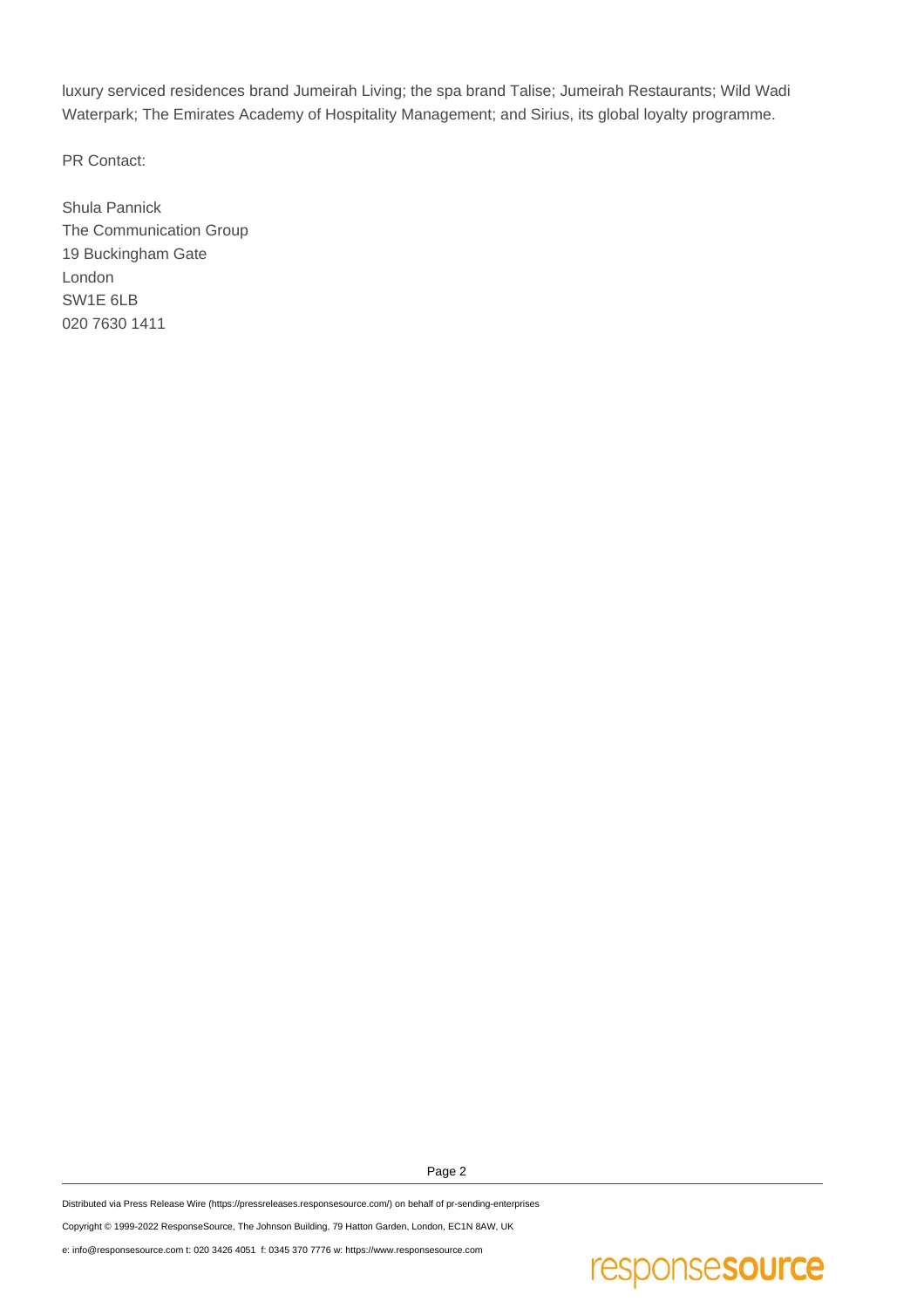luxury serviced residences brand Jumeirah Living; the spa brand Talise; Jumeirah Restaurants; Wild Wadi Waterpark; The Emirates Academy of Hospitality Management; and Sirius, its global loyalty programme.

PR Contact:

Shula Pannick
The Communication Group
19 Buckingham Gate
London
SW1E 6LB
020 7630 1411